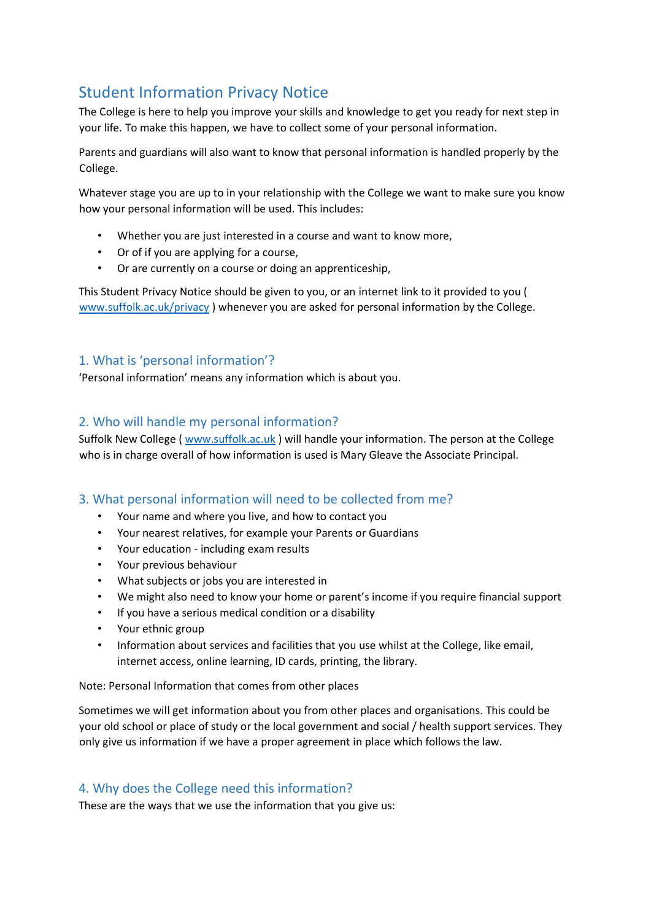# Student Information Privacy Notice

The College is here to help you improve your skills and knowledge to get you ready for next step in your life. To make this happen, we have to collect some of your personal information.

Parents and guardians will also want to know that personal information is handled properly by the College.

Whatever stage you are up to in your relationship with the College we want to make sure you know how your personal information will be used. This includes:

- Whether you are just interested in a course and want to know more,
- Or of if you are applying for a course,
- Or are currently on a course or doing an apprenticeship,

This Student Privacy Notice should be given to you, or an internet link to it provided to you ( www.suffolk.ac.uk/privacy ) whenever you are asked for personal information by the College.

## 1. What is 'personal information'?

'Personal information' means any information which is about you.

## 2. Who will handle my personal information?

Suffolk New College ( www.suffolk.ac.uk ) will handle your information. The person at the College who is in charge overall of how information is used is Mary Gleave the Associate Principal.

## 3. What personal information will need to be collected from me?

- Your name and where you live, and how to contact you
- Your nearest relatives, for example your Parents or Guardians
- Your education - including exam results
- Your previous behaviour
- What subjects or jobs you are interested in
- We might also need to know your home or parent's income if you require financial support
- If you have a serious medical condition or a disability
- Your ethnic group
- Information about services and facilities that you use whilst at the College, like email, internet access, online learning, ID cards, printing, the library.

Note: Personal Information that comes from other places

Sometimes we will get information about you from other places and organisations. This could be your old school or place of study or the local government and social / health support services. They only give us information if we have a proper agreement in place which follows the law.

## 4. Why does the College need this information?

These are the ways that we use the information that you give us: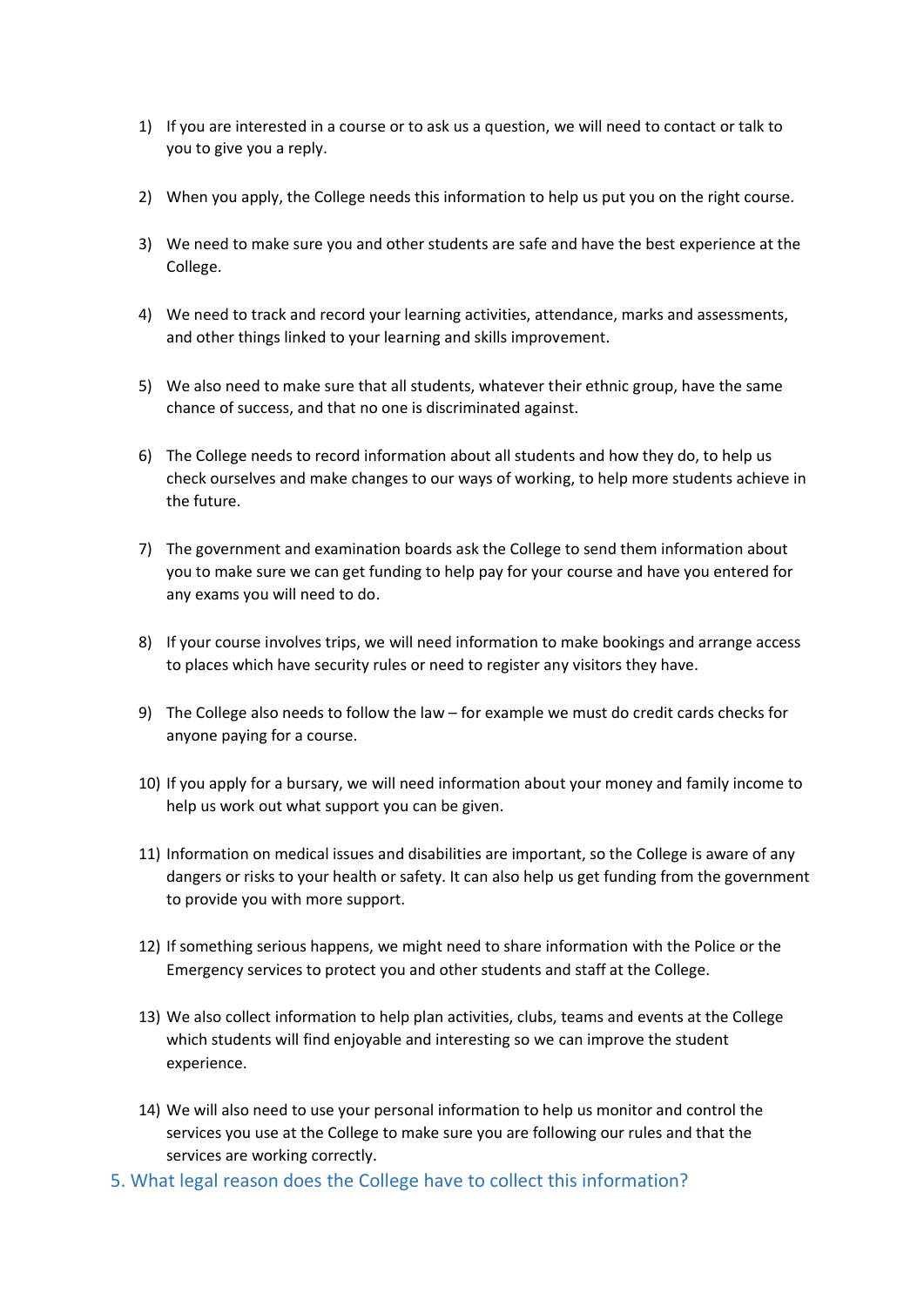1) If you are interested in a course or to ask us a question, we will need to contact or talk to you to give you a reply.

2) When you apply, the College needs this information to help us put you on the right course.

3) We need to make sure you and other students are safe and have the best experience at the College.

4) We need to track and record your learning activities, attendance, marks and assessments, and other things linked to your learning and skills improvement.

5) We also need to make sure that all students, whatever their ethnic group, have the same chance of success, and that no one is discriminated against.

6) The College needs to record information about all students and how they do, to help us check ourselves and make changes to our ways of working, to help more students achieve in the future.

7) The government and examination boards ask the College to send them information about you to make sure we can get funding to help pay for your course and have you entered for any exams you will need to do.

8) If your course involves trips, we will need information to make bookings and arrange access to places which have security rules or need to register any visitors they have.

9) The College also needs to follow the law – for example we must do credit cards checks for anyone paying for a course.

10) If you apply for a bursary, we will need information about your money and family income to help us work out what support you can be given.

11) Information on medical issues and disabilities are important, so the College is aware of any dangers or risks to your health or safety. It can also help us get funding from the government to provide you with more support.

12) If something serious happens, we might need to share information with the Police or the Emergency services to protect you and other students and staff at the College.

13) We also collect information to help plan activities, clubs, teams and events at the College which students will find enjoyable and interesting so we can improve the student experience.

14) We will also need to use your personal information to help us monitor and control the services you use at the College to make sure you are following our rules and that the services are working correctly.

## 5. What legal reason does the College have to collect this information?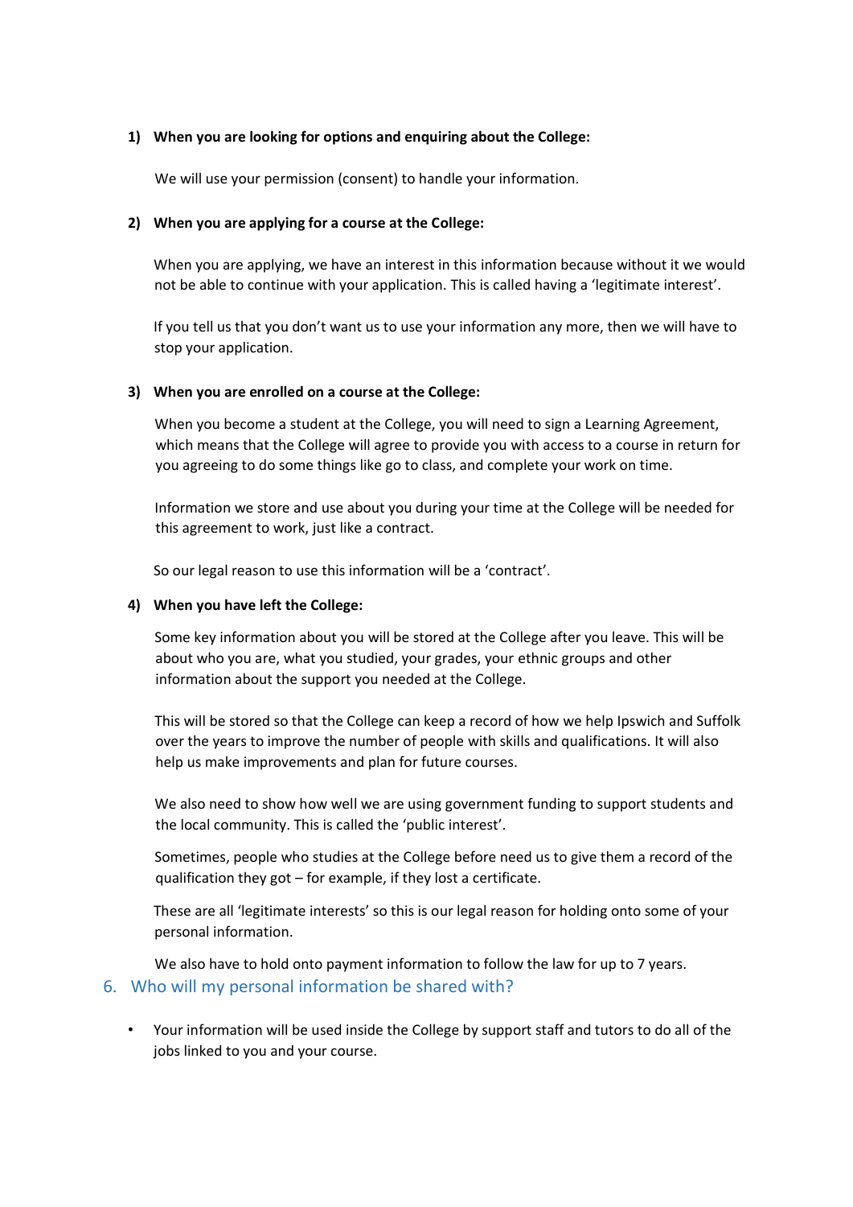1) **When you are looking for options and enquiring about the College:**

   We will use your permission (consent) to handle your information.

2) **When you are applying for a course at the College:**

   When you are applying, we have an interest in this information because without it we would not be able to continue with your application. This is called having a 'legitimate interest'.

   If you tell us that you don't want us to use your information any more, then we will have to stop your application.

3) **When you are enrolled on a course at the College:**

   When you become a student at the College, you will need to sign a Learning Agreement, which means that the College will agree to provide you with access to a course in return for you agreeing to do some things like go to class, and complete your work on time.

   Information we store and use about you during your time at the College will be needed for this agreement to work, just like a contract.

   So our legal reason to use this information will be a 'contract'.

4) **When you have left the College:**

   Some key information about you will be stored at the College after you leave. This will be about who you are, what you studied, your grades, your ethnic groups and other information about the support you needed at the College.

   This will be stored so that the College can keep a record of how we help Ipswich and Suffolk over the years to improve the number of people with skills and qualifications. It will also help us make improvements and plan for future courses.

   We also need to show how well we are using government funding to support students and the local community. This is called the 'public interest'.

   Sometimes, people who studies at the College before need us to give them a record of the qualification they got – for example, if they lost a certificate.

   These are all 'legitimate interests' so this is our legal reason for holding onto some of your personal information.

   We also have to hold onto payment information to follow the law for up to 7 years.

## 6. Who will my personal information be shared with?

- Your information will be used inside the College by support staff and tutors to do all of the jobs linked to you and your course.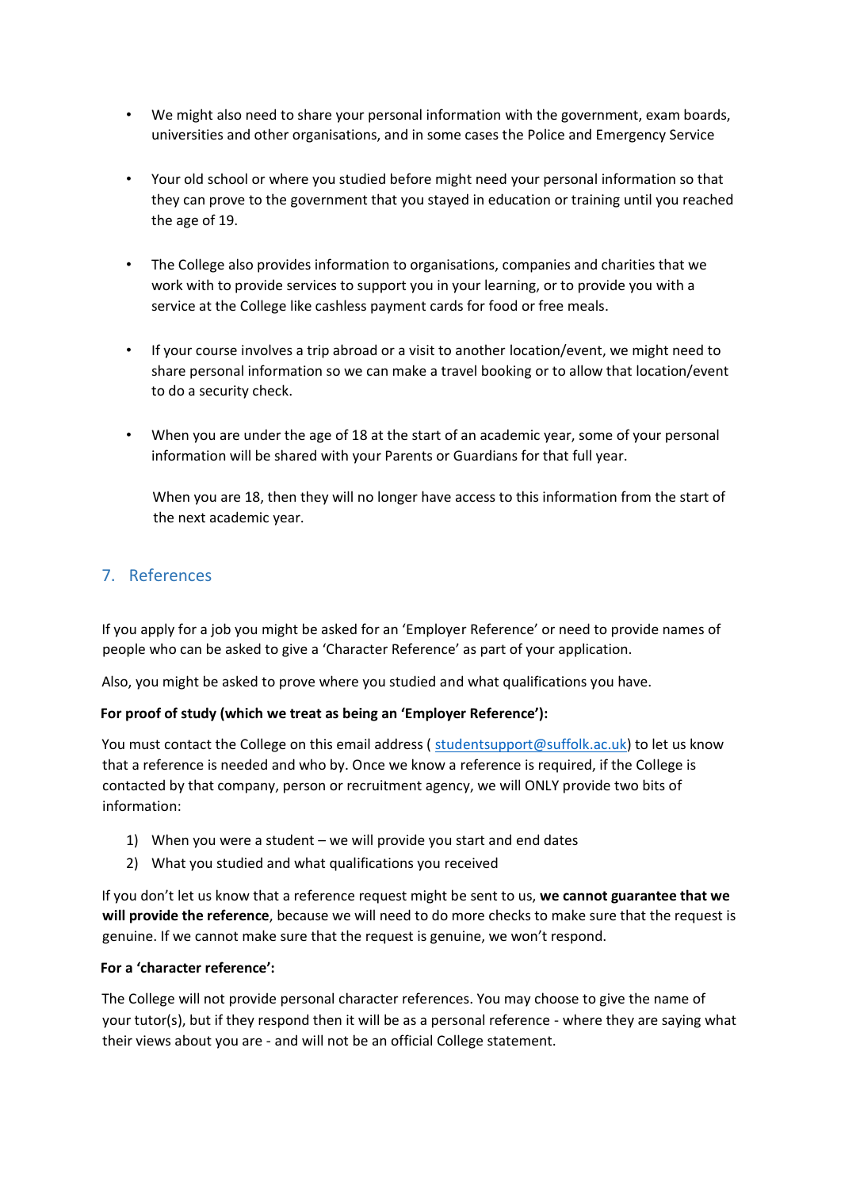- We might also need to share your personal information with the government, exam boards, universities and other organisations, and in some cases the Police and Emergency Service

- Your old school or where you studied before might need your personal information so that they can prove to the government that you stayed in education or training until you reached the age of 19.

- The College also provides information to organisations, companies and charities that we work with to provide services to support you in your learning, or to provide you with a service at the College like cashless payment cards for food or free meals.

- If your course involves a trip abroad or a visit to another location/event, we might need to share personal information so we can make a travel booking or to allow that location/event to do a security check.

- When you are under the age of 18 at the start of an academic year, some of your personal information will be shared with your Parents or Guardians for that full year.

  When you are 18, then they will no longer have access to this information from the start of the next academic year.

## 7. References

If you apply for a job you might be asked for an 'Employer Reference' or need to provide names of people who can be asked to give a 'Character Reference' as part of your application.

Also, you might be asked to prove where you studied and what qualifications you have.

**For proof of study (which we treat as being an 'Employer Reference'):**

You must contact the College on this email address ( studentsupport@suffolk.ac.uk) to let us know that a reference is needed and who by. Once we know a reference is required, if the College is contacted by that company, person or recruitment agency, we will ONLY provide two bits of information:

1) When you were a student – we will provide you start and end dates
2) What you studied and what qualifications you received

If you don't let us know that a reference request might be sent to us, **we cannot guarantee that we will provide the reference**, because we will need to do more checks to make sure that the request is genuine. If we cannot make sure that the request is genuine, we won't respond.

**For a 'character reference':**

The College will not provide personal character references. You may choose to give the name of your tutor(s), but if they respond then it will be as a personal reference - where they are saying what their views about you are - and will not be an official College statement.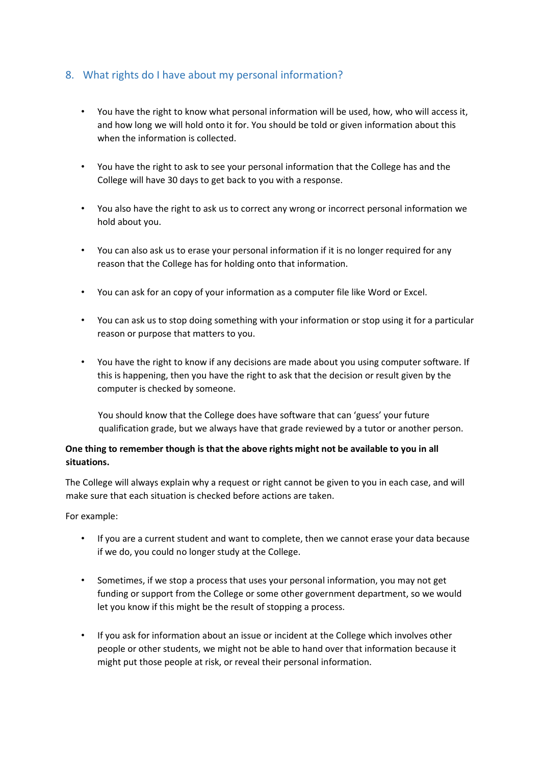## 8. What rights do I have about my personal information?

- You have the right to know what personal information will be used, how, who will access it, and how long we will hold onto it for. You should be told or given information about this when the information is collected.

- You have the right to ask to see your personal information that the College has and the College will have 30 days to get back to you with a response.

- You also have the right to ask us to correct any wrong or incorrect personal information we hold about you.

- You can also ask us to erase your personal information if it is no longer required for any reason that the College has for holding onto that information.

- You can ask for an copy of your information as a computer file like Word or Excel.

- You can ask us to stop doing something with your information or stop using it for a particular reason or purpose that matters to you.

- You have the right to know if any decisions are made about you using computer software. If this is happening, then you have the right to ask that the decision or result given by the computer is checked by someone.

  You should know that the College does have software that can 'guess' your future qualification grade, but we always have that grade reviewed by a tutor or another person.

**One thing to remember though is that the above rights might not be available to you in all situations.**

The College will always explain why a request or right cannot be given to you in each case, and will make sure that each situation is checked before actions are taken.

For example:

- If you are a current student and want to complete, then we cannot erase your data because if we do, you could no longer study at the College.

- Sometimes, if we stop a process that uses your personal information, you may not get funding or support from the College or some other government department, so we would let you know if this might be the result of stopping a process.

- If you ask for information about an issue or incident at the College which involves other people or other students, we might not be able to hand over that information because it might put those people at risk, or reveal their personal information.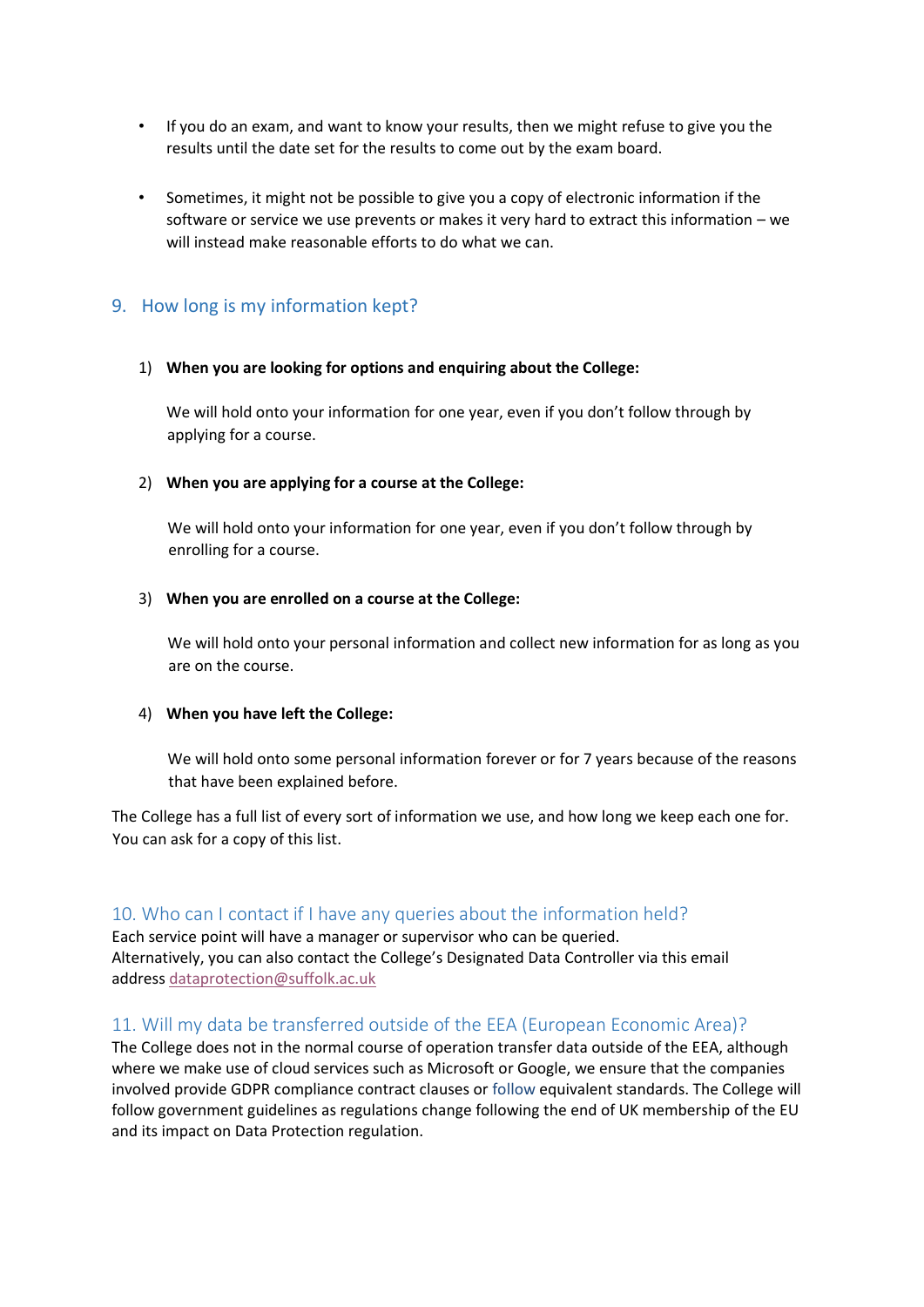- If you do an exam, and want to know your results, then we might refuse to give you the results until the date set for the results to come out by the exam board.

- Sometimes, it might not be possible to give you a copy of electronic information if the software or service we use prevents or makes it very hard to extract this information – we will instead make reasonable efforts to do what we can.

## 9. How long is my information kept?

1) **When you are looking for options and enquiring about the College:**

   We will hold onto your information for one year, even if you don't follow through by applying for a course.

2) **When you are applying for a course at the College:**

   We will hold onto your information for one year, even if you don't follow through by enrolling for a course.

3) **When you are enrolled on a course at the College:**

   We will hold onto your personal information and collect new information for as long as you are on the course.

4) **When you have left the College:**

   We will hold onto some personal information forever or for 7 years because of the reasons that have been explained before.

The College has a full list of every sort of information we use, and how long we keep each one for. You can ask for a copy of this list.

## 10. Who can I contact if I have any queries about the information held?

Each service point will have a manager or supervisor who can be queried.
Alternatively, you can also contact the College's Designated Data Controller via this email address dataprotection@suffolk.ac.uk

## 11. Will my data be transferred outside of the EEA (European Economic Area)?

The College does not in the normal course of operation transfer data outside of the EEA, although where we make use of cloud services such as Microsoft or Google, we ensure that the companies involved provide GDPR compliance contract clauses or follow equivalent standards. The College will follow government guidelines as regulations change following the end of UK membership of the EU and its impact on Data Protection regulation.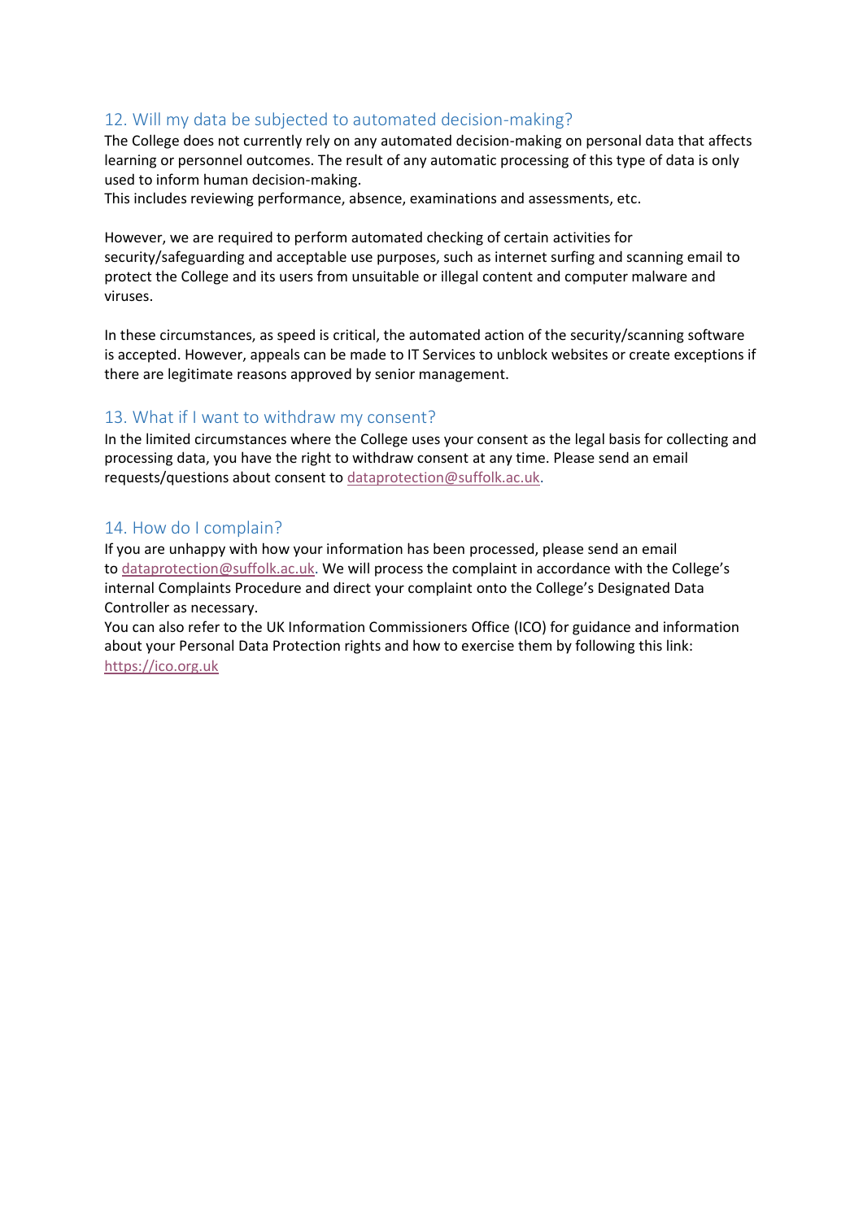## 12. Will my data be subjected to automated decision-making?

The College does not currently rely on any automated decision-making on personal data that affects learning or personnel outcomes. The result of any automatic processing of this type of data is only used to inform human decision-making.
This includes reviewing performance, absence, examinations and assessments, etc.

However, we are required to perform automated checking of certain activities for security/safeguarding and acceptable use purposes, such as internet surfing and scanning email to protect the College and its users from unsuitable or illegal content and computer malware and viruses.

In these circumstances, as speed is critical, the automated action of the security/scanning software is accepted. However, appeals can be made to IT Services to unblock websites or create exceptions if there are legitimate reasons approved by senior management.

## 13. What if I want to withdraw my consent?

In the limited circumstances where the College uses your consent as the legal basis for collecting and processing data, you have the right to withdraw consent at any time. Please send an email requests/questions about consent to dataprotection@suffolk.ac.uk.

## 14. How do I complain?

If you are unhappy with how your information has been processed, please send an email to dataprotection@suffolk.ac.uk. We will process the complaint in accordance with the College's internal Complaints Procedure and direct your complaint onto the College's Designated Data Controller as necessary.
You can also refer to the UK Information Commissioners Office (ICO) for guidance and information about your Personal Data Protection rights and how to exercise them by following this link: https://ico.org.uk